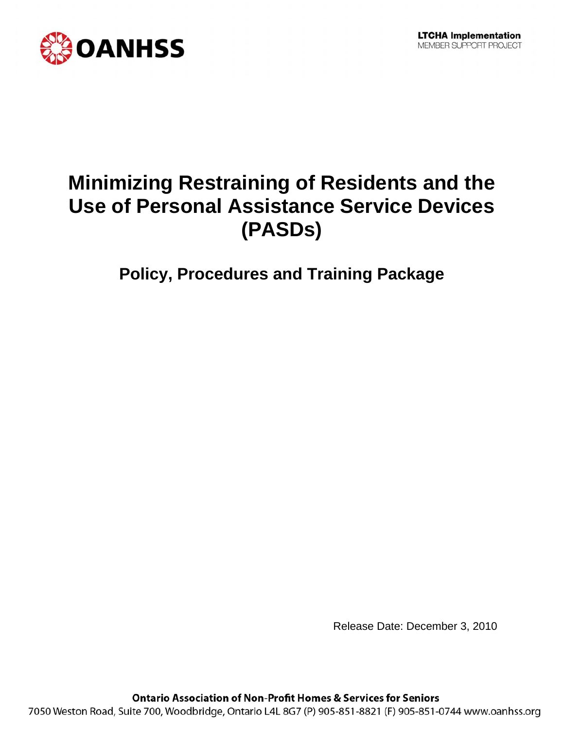OANHSS

LTCHA Implementation
MEMBER SUPPORT PROJECT

# Minimizing Restraining of Residents and the Use of Personal Assistance Service Devices (PASDs)

## Policy, Procedures and Training Package

Release Date: December 3, 2010

**Ontario Association of Non-Profit Homes & Services for Seniors**
7050 Weston Road, Suite 700, Woodbridge, Ontario L4L 8G7 (P) 905-851-8821 (F) 905-851-0744 www.oanhss.org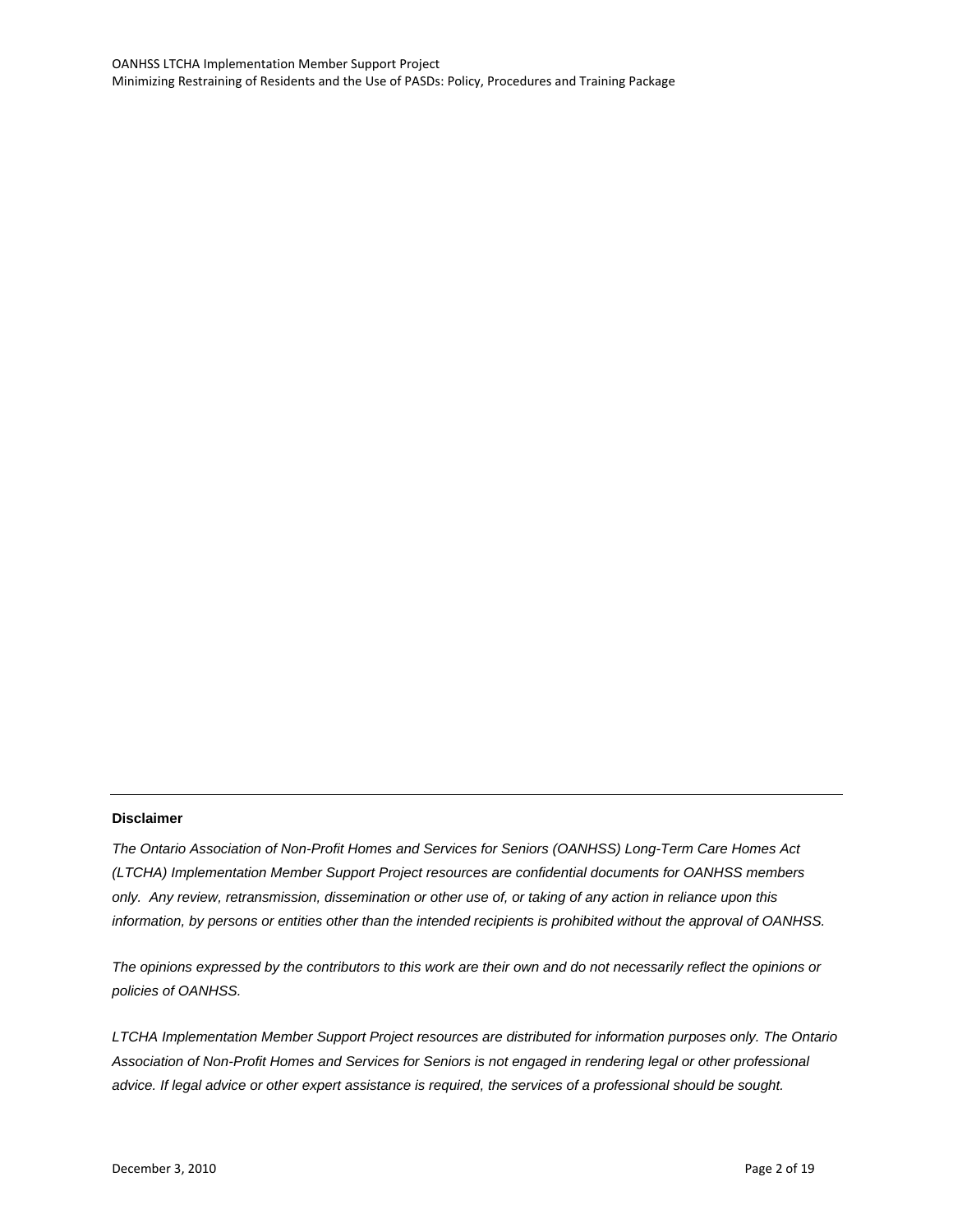---

**Disclaimer**

*The Ontario Association of Non-Profit Homes and Services for Seniors (OANHSS) Long-Term Care Homes Act (LTCHA) Implementation Member Support Project resources are confidential documents for OANHSS members only. Any review, retransmission, dissemination or other use of, or taking of any action in reliance upon this information, by persons or entities other than the intended recipients is prohibited without the approval of OANHSS.*

*The opinions expressed by the contributors to this work are their own and do not necessarily reflect the opinions or policies of OANHSS.*

*LTCHA Implementation Member Support Project resources are distributed for information purposes only. The Ontario Association of Non-Profit Homes and Services for Seniors is not engaged in rendering legal or other professional advice. If legal advice or other expert assistance is required, the services of a professional should be sought.*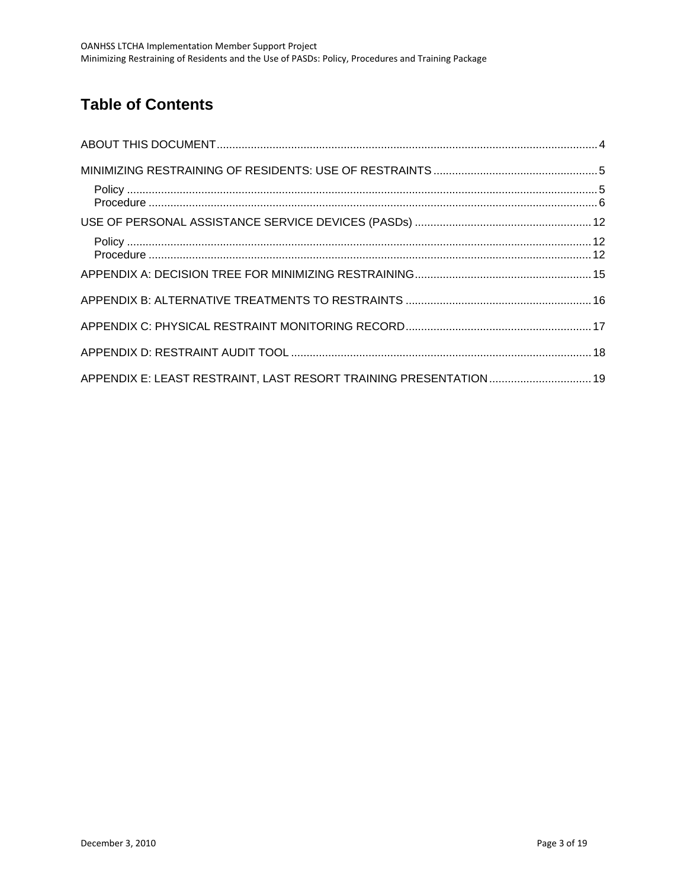# Table of Contents

ABOUT THIS DOCUMENT .......... 4

MINIMIZING RESTRAINING OF RESIDENTS: USE OF RESTRAINTS .......... 5

- Policy .......... 5
- Procedure .......... 6

USE OF PERSONAL ASSISTANCE SERVICE DEVICES (PASDs) .......... 12

- Policy .......... 12
- Procedure .......... 12

APPENDIX A: DECISION TREE FOR MINIMIZING RESTRAINING .......... 15

APPENDIX B: ALTERNATIVE TREATMENTS TO RESTRAINTS .......... 16

APPENDIX C: PHYSICAL RESTRAINT MONITORING RECORD .......... 17

APPENDIX D: RESTRAINT AUDIT TOOL .......... 18

APPENDIX E: LEAST RESTRAINT, LAST RESORT TRAINING PRESENTATION .......... 19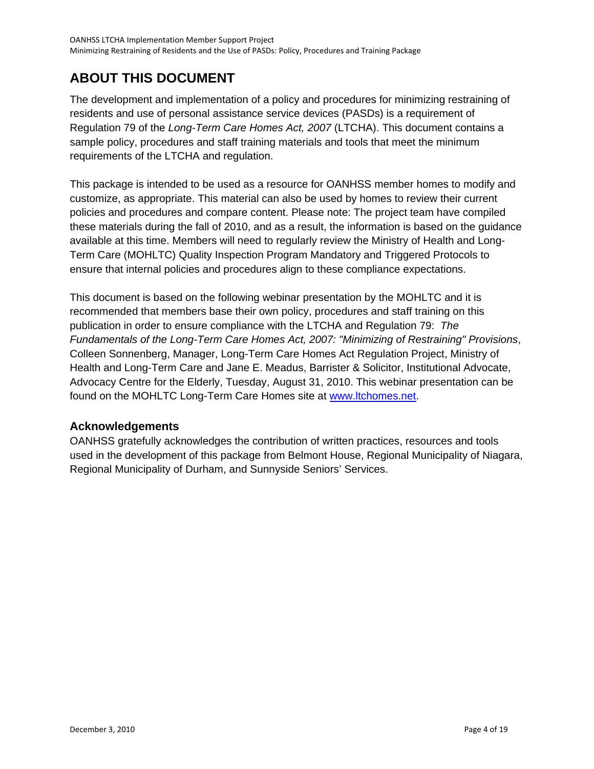# ABOUT THIS DOCUMENT

The development and implementation of a policy and procedures for minimizing restraining of residents and use of personal assistance service devices (PASDs) is a requirement of Regulation 79 of the *Long-Term Care Homes Act, 2007* (LTCHA). This document contains a sample policy, procedures and staff training materials and tools that meet the minimum requirements of the LTCHA and regulation.

This package is intended to be used as a resource for OANHSS member homes to modify and customize, as appropriate. This material can also be used by homes to review their current policies and procedures and compare content. Please note: The project team have compiled these materials during the fall of 2010, and as a result, the information is based on the guidance available at this time. Members will need to regularly review the Ministry of Health and Long-Term Care (MOHLTC) Quality Inspection Program Mandatory and Triggered Protocols to ensure that internal policies and procedures align to these compliance expectations.

This document is based on the following webinar presentation by the MOHLTC and it is recommended that members base their own policy, procedures and staff training on this publication in order to ensure compliance with the LTCHA and Regulation 79: *The Fundamentals of the Long-Term Care Homes Act, 2007: "Minimizing of Restraining" Provisions*, Colleen Sonnenberg, Manager, Long-Term Care Homes Act Regulation Project, Ministry of Health and Long-Term Care and Jane E. Meadus, Barrister & Solicitor, Institutional Advocate, Advocacy Centre for the Elderly, Tuesday, August 31, 2010. This webinar presentation can be found on the MOHLTC Long-Term Care Homes site at [www.ltchomes.net](http://www.ltchomes.net).

## Acknowledgements

OANHSS gratefully acknowledges the contribution of written practices, resources and tools used in the development of this package from Belmont House, Regional Municipality of Niagara, Regional Municipality of Durham, and Sunnyside Seniors' Services.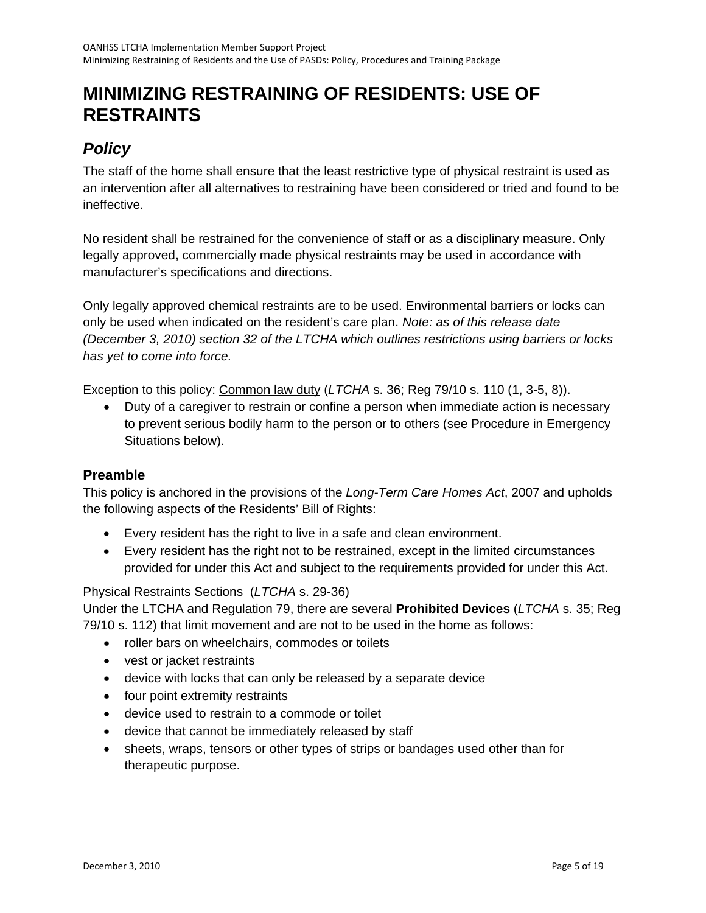# MINIMIZING RESTRAINING OF RESIDENTS: USE OF RESTRAINTS

## *Policy*

The staff of the home shall ensure that the least restrictive type of physical restraint is used as an intervention after all alternatives to restraining have been considered or tried and found to be ineffective.

No resident shall be restrained for the convenience of staff or as a disciplinary measure. Only legally approved, commercially made physical restraints may be used in accordance with manufacturer's specifications and directions.

Only legally approved chemical restraints are to be used. Environmental barriers or locks can only be used when indicated on the resident's care plan. *Note: as of this release date (December 3, 2010) section 32 of the LTCHA which outlines restrictions using barriers or locks has yet to come into force.*

Exception to this policy: Common law duty (*LTCHA* s. 36; Reg 79/10 s. 110 (1, 3-5, 8)).

- Duty of a caregiver to restrain or confine a person when immediate action is necessary to prevent serious bodily harm to the person or to others (see Procedure in Emergency Situations below).

### Preamble

This policy is anchored in the provisions of the *Long-Term Care Homes Act*, 2007 and upholds the following aspects of the Residents' Bill of Rights:

- Every resident has the right to live in a safe and clean environment.
- Every resident has the right not to be restrained, except in the limited circumstances provided for under this Act and subject to the requirements provided for under this Act.

Physical Restraints Sections (*LTCHA* s. 29-36)

Under the LTCHA and Regulation 79, there are several **Prohibited Devices** (*LTCHA* s. 35; Reg 79/10 s. 112) that limit movement and are not to be used in the home as follows:

- roller bars on wheelchairs, commodes or toilets
- vest or jacket restraints
- device with locks that can only be released by a separate device
- four point extremity restraints
- device used to restrain to a commode or toilet
- device that cannot be immediately released by staff
- sheets, wraps, tensors or other types of strips or bandages used other than for therapeutic purpose.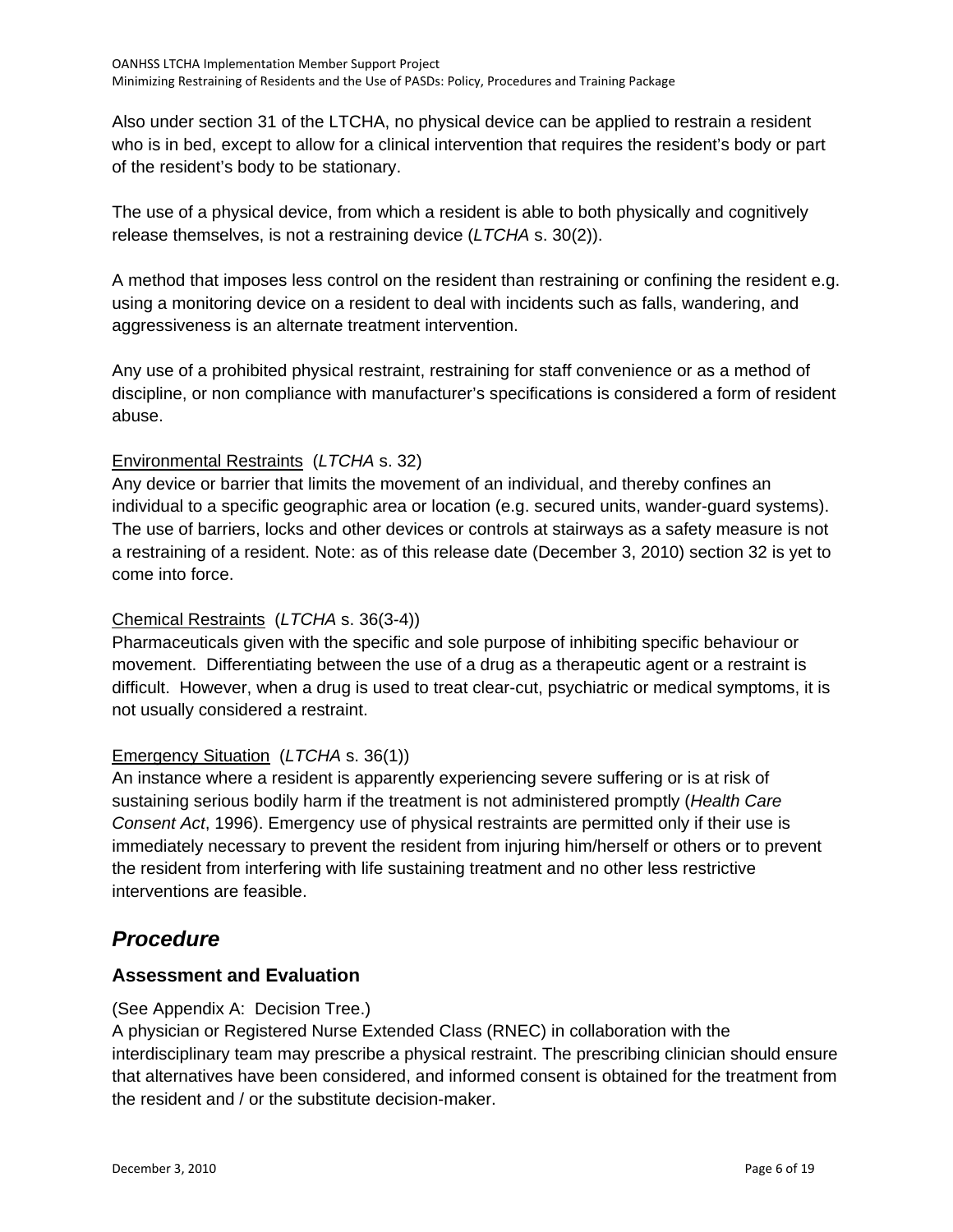Also under section 31 of the LTCHA, no physical device can be applied to restrain a resident who is in bed, except to allow for a clinical intervention that requires the resident's body or part of the resident's body to be stationary.

The use of a physical device, from which a resident is able to both physically and cognitively release themselves, is not a restraining device (*LTCHA* s. 30(2)).

A method that imposes less control on the resident than restraining or confining the resident e.g. using a monitoring device on a resident to deal with incidents such as falls, wandering, and aggressiveness is an alternate treatment intervention.

Any use of a prohibited physical restraint, restraining for staff convenience or as a method of discipline, or non compliance with manufacturer's specifications is considered a form of resident abuse.

<u>Environmental Restraints</u> (*LTCHA* s. 32)
Any device or barrier that limits the movement of an individual, and thereby confines an individual to a specific geographic area or location (e.g. secured units, wander-guard systems). The use of barriers, locks and other devices or controls at stairways as a safety measure is not a restraining of a resident. Note: as of this release date (December 3, 2010) section 32 is yet to come into force.

<u>Chemical Restraints</u> (*LTCHA* s. 36(3-4))
Pharmaceuticals given with the specific and sole purpose of inhibiting specific behaviour or movement. Differentiating between the use of a drug as a therapeutic agent or a restraint is difficult. However, when a drug is used to treat clear-cut, psychiatric or medical symptoms, it is not usually considered a restraint.

<u>Emergency Situation</u> (*LTCHA* s. 36(1))
An instance where a resident is apparently experiencing severe suffering or is at risk of sustaining serious bodily harm if the treatment is not administered promptly (*Health Care Consent Act*, 1996). Emergency use of physical restraints are permitted only if their use is immediately necessary to prevent the resident from injuring him/herself or others or to prevent the resident from interfering with life sustaining treatment and no other less restrictive interventions are feasible.

## *Procedure*

### Assessment and Evaluation

(See Appendix A: Decision Tree.)
A physician or Registered Nurse Extended Class (RNEC) in collaboration with the interdisciplinary team may prescribe a physical restraint. The prescribing clinician should ensure that alternatives have been considered, and informed consent is obtained for the treatment from the resident and / or the substitute decision-maker.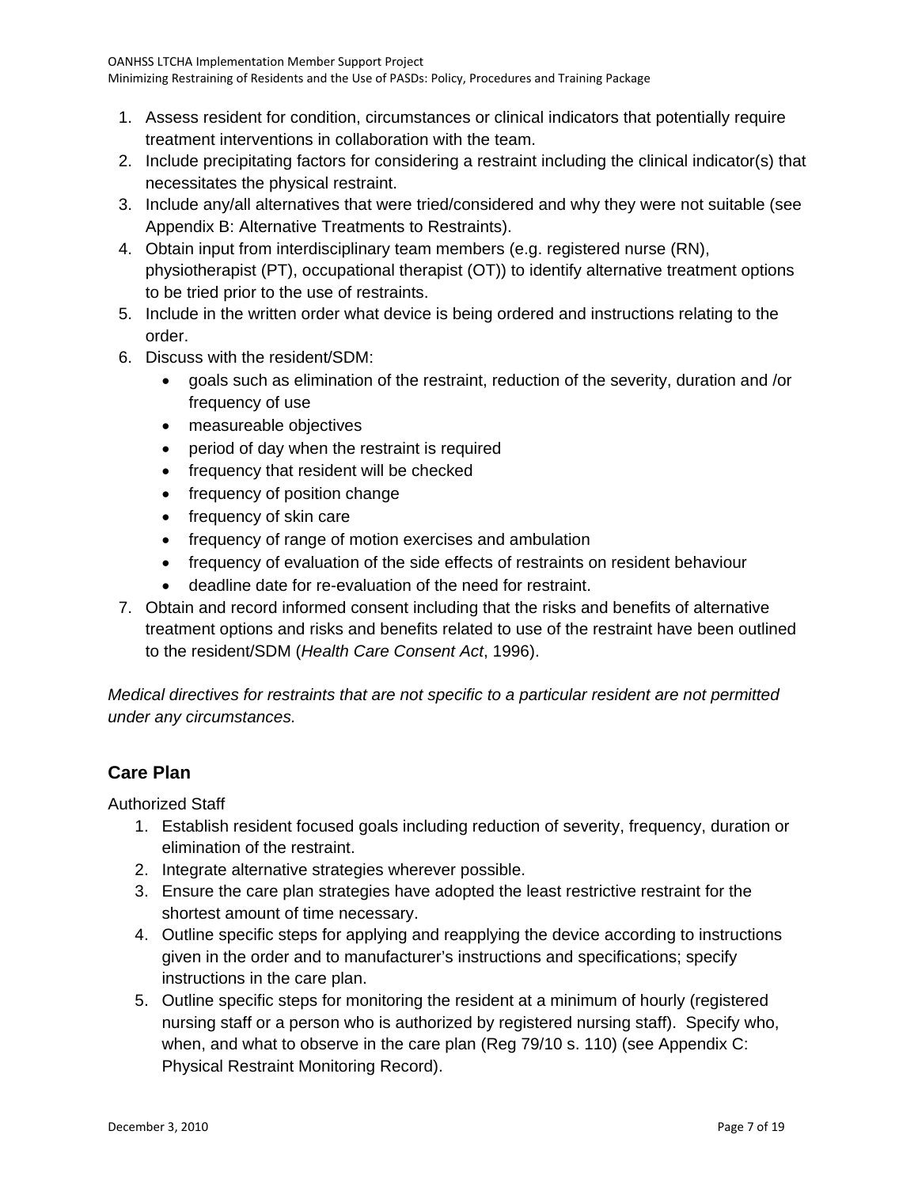1. Assess resident for condition, circumstances or clinical indicators that potentially require treatment interventions in collaboration with the team.
2. Include precipitating factors for considering a restraint including the clinical indicator(s) that necessitates the physical restraint.
3. Include any/all alternatives that were tried/considered and why they were not suitable (see Appendix B: Alternative Treatments to Restraints).
4. Obtain input from interdisciplinary team members (e.g. registered nurse (RN), physiotherapist (PT), occupational therapist (OT)) to identify alternative treatment options to be tried prior to the use of restraints.
5. Include in the written order what device is being ordered and instructions relating to the order.
6. Discuss with the resident/SDM:
   - goals such as elimination of the restraint, reduction of the severity, duration and /or frequency of use
   - measureable objectives
   - period of day when the restraint is required
   - frequency that resident will be checked
   - frequency of position change
   - frequency of skin care
   - frequency of range of motion exercises and ambulation
   - frequency of evaluation of the side effects of restraints on resident behaviour
   - deadline date for re-evaluation of the need for restraint.
7. Obtain and record informed consent including that the risks and benefits of alternative treatment options and risks and benefits related to use of the restraint have been outlined to the resident/SDM (*Health Care Consent Act*, 1996).

*Medical directives for restraints that are not specific to a particular resident are not permitted under any circumstances.*

## Care Plan

Authorized Staff

1. Establish resident focused goals including reduction of severity, frequency, duration or elimination of the restraint.
2. Integrate alternative strategies wherever possible.
3. Ensure the care plan strategies have adopted the least restrictive restraint for the shortest amount of time necessary.
4. Outline specific steps for applying and reapplying the device according to instructions given in the order and to manufacturer's instructions and specifications; specify instructions in the care plan.
5. Outline specific steps for monitoring the resident at a minimum of hourly (registered nursing staff or a person who is authorized by registered nursing staff). Specify who, when, and what to observe in the care plan (Reg 79/10 s. 110) (see Appendix C: Physical Restraint Monitoring Record).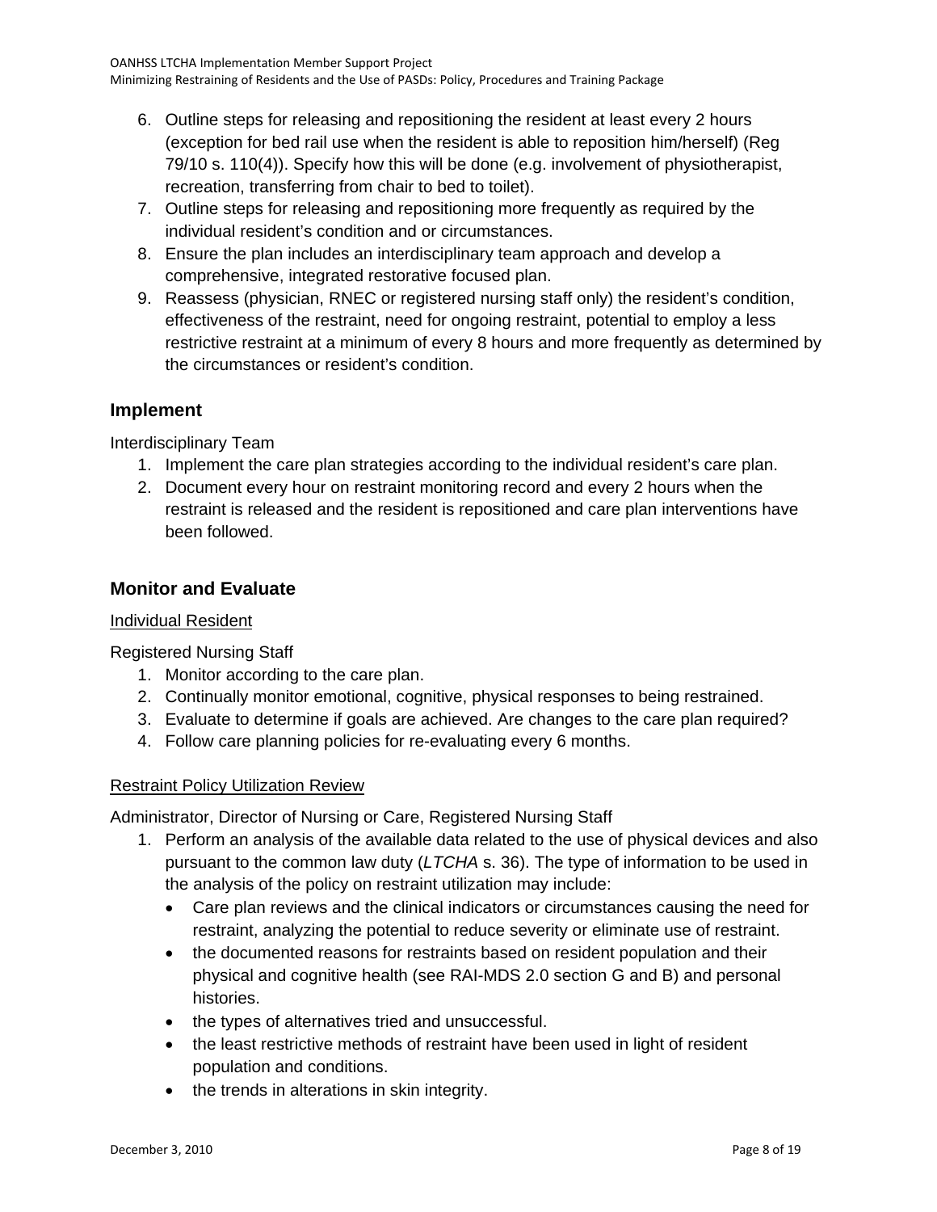6. Outline steps for releasing and repositioning the resident at least every 2 hours (exception for bed rail use when the resident is able to reposition him/herself) (Reg 79/10 s. 110(4)). Specify how this will be done (e.g. involvement of physiotherapist, recreation, transferring from chair to bed to toilet).
7. Outline steps for releasing and repositioning more frequently as required by the individual resident's condition and or circumstances.
8. Ensure the plan includes an interdisciplinary team approach and develop a comprehensive, integrated restorative focused plan.
9. Reassess (physician, RNEC or registered nursing staff only) the resident's condition, effectiveness of the restraint, need for ongoing restraint, potential to employ a less restrictive restraint at a minimum of every 8 hours and more frequently as determined by the circumstances or resident's condition.

### Implement

Interdisciplinary Team

1. Implement the care plan strategies according to the individual resident's care plan.
2. Document every hour on restraint monitoring record and every 2 hours when the restraint is released and the resident is repositioned and care plan interventions have been followed.

### Monitor and Evaluate

<u>Individual Resident</u>

Registered Nursing Staff

1. Monitor according to the care plan.
2. Continually monitor emotional, cognitive, physical responses to being restrained.
3. Evaluate to determine if goals are achieved. Are changes to the care plan required?
4. Follow care planning policies for re-evaluating every 6 months.

<u>Restraint Policy Utilization Review</u>

Administrator, Director of Nursing or Care, Registered Nursing Staff

1. Perform an analysis of the available data related to the use of physical devices and also pursuant to the common law duty (*LTCHA* s. 36). The type of information to be used in the analysis of the policy on restraint utilization may include:
   - Care plan reviews and the clinical indicators or circumstances causing the need for restraint, analyzing the potential to reduce severity or eliminate use of restraint.
   - the documented reasons for restraints based on resident population and their physical and cognitive health (see RAI-MDS 2.0 section G and B) and personal histories.
   - the types of alternatives tried and unsuccessful.
   - the least restrictive methods of restraint have been used in light of resident population and conditions.
   - the trends in alterations in skin integrity.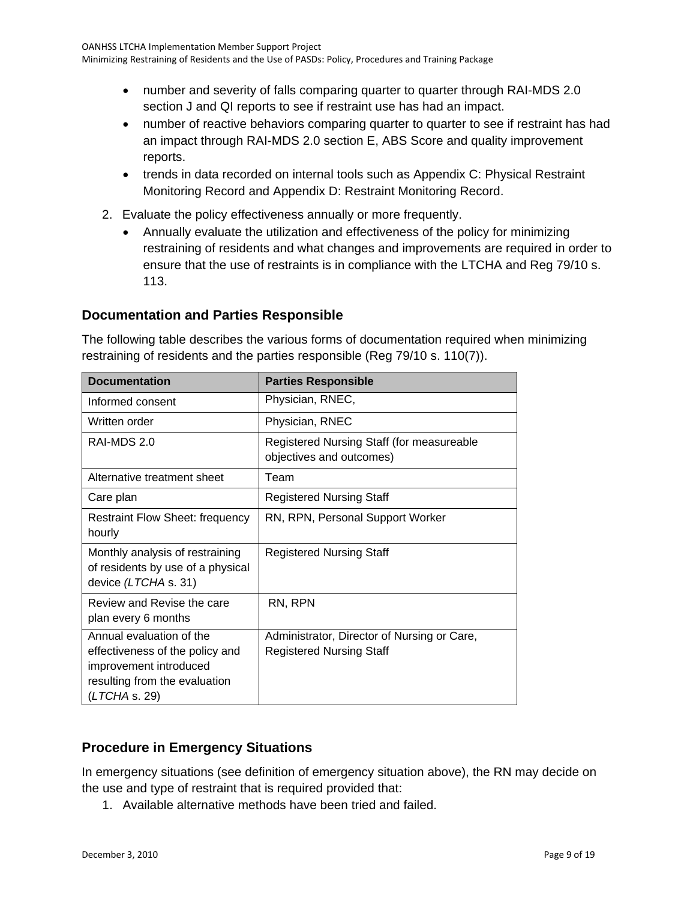- number and severity of falls comparing quarter to quarter through RAI-MDS 2.0 section J and QI reports to see if restraint use has had an impact.
- number of reactive behaviors comparing quarter to quarter to see if restraint has had an impact through RAI-MDS 2.0 section E, ABS Score and quality improvement reports.
- trends in data recorded on internal tools such as Appendix C: Physical Restraint Monitoring Record and Appendix D: Restraint Monitoring Record.

2. Evaluate the policy effectiveness annually or more frequently.
   - Annually evaluate the utilization and effectiveness of the policy for minimizing restraining of residents and what changes and improvements are required in order to ensure that the use of restraints is in compliance with the LTCHA and Reg 79/10 s. 113.

### Documentation and Parties Responsible

The following table describes the various forms of documentation required when minimizing restraining of residents and the parties responsible (Reg 79/10 s. 110(7)).

| Documentation | Parties Responsible |
|---|---|
| Informed consent | Physician, RNEC, |
| Written order | Physician, RNEC |
| RAI-MDS 2.0 | Registered Nursing Staff (for measureable objectives and outcomes) |
| Alternative treatment sheet | Team |
| Care plan | Registered Nursing Staff |
| Restraint Flow Sheet: frequency hourly | RN, RPN, Personal Support Worker |
| Monthly analysis of restraining of residents by use of a physical device *(LTCHA* s. 31) | Registered Nursing Staff |
| Review and Revise the care plan every 6 months | RN, RPN |
| Annual evaluation of the effectiveness of the policy and improvement introduced resulting from the evaluation (*LTCHA* s. 29) | Administrator, Director of Nursing or Care, Registered Nursing Staff |

### Procedure in Emergency Situations

In emergency situations (see definition of emergency situation above), the RN may decide on the use and type of restraint that is required provided that:

1. Available alternative methods have been tried and failed.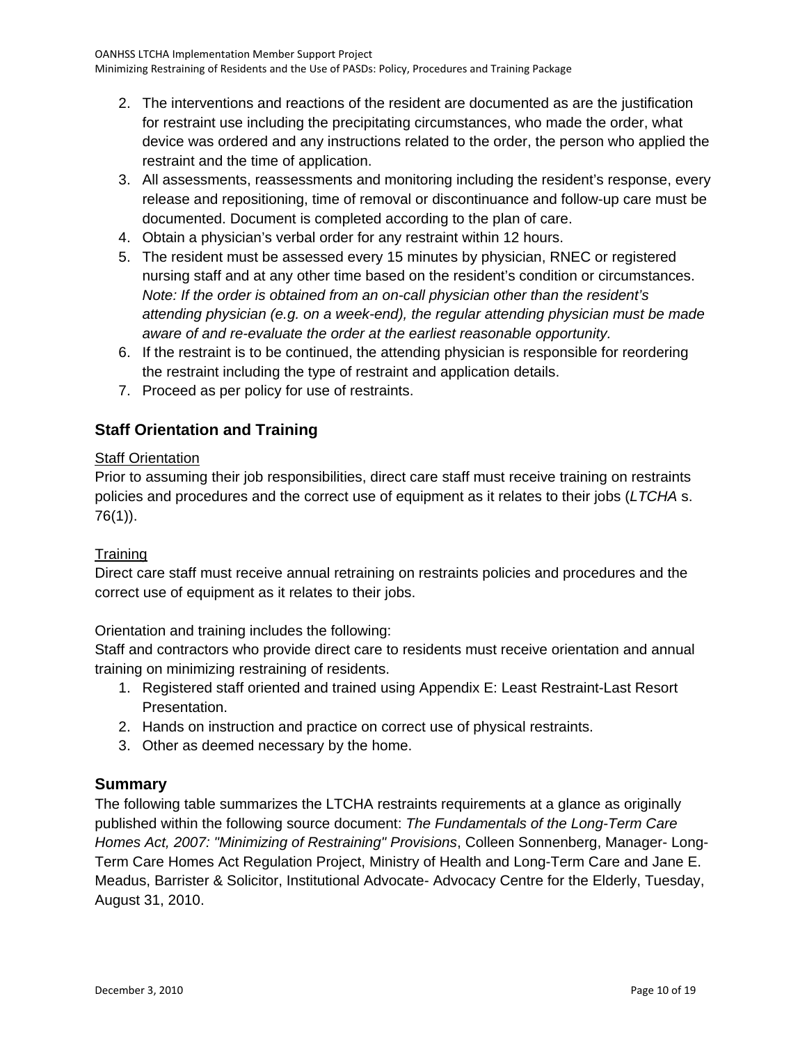2. The interventions and reactions of the resident are documented as are the justification for restraint use including the precipitating circumstances, who made the order, what device was ordered and any instructions related to the order, the person who applied the restraint and the time of application.
3. All assessments, reassessments and monitoring including the resident's response, every release and repositioning, time of removal or discontinuance and follow-up care must be documented. Document is completed according to the plan of care.
4. Obtain a physician's verbal order for any restraint within 12 hours.
5. The resident must be assessed every 15 minutes by physician, RNEC or registered nursing staff and at any other time based on the resident's condition or circumstances. *Note: If the order is obtained from an on-call physician other than the resident's attending physician (e.g. on a week-end), the regular attending physician must be made aware of and re-evaluate the order at the earliest reasonable opportunity.*
6. If the restraint is to be continued, the attending physician is responsible for reordering the restraint including the type of restraint and application details.
7. Proceed as per policy for use of restraints.

## Staff Orientation and Training

<u>Staff Orientation</u>
Prior to assuming their job responsibilities, direct care staff must receive training on restraints policies and procedures and the correct use of equipment as it relates to their jobs (*LTCHA* s. 76(1)).

<u>Training</u>
Direct care staff must receive annual retraining on restraints policies and procedures and the correct use of equipment as it relates to their jobs.

Orientation and training includes the following:
Staff and contractors who provide direct care to residents must receive orientation and annual training on minimizing restraining of residents.

1. Registered staff oriented and trained using Appendix E: Least Restraint-Last Resort Presentation.
2. Hands on instruction and practice on correct use of physical restraints.
3. Other as deemed necessary by the home.

## Summary

The following table summarizes the LTCHA restraints requirements at a glance as originally published within the following source document: *The Fundamentals of the Long-Term Care Homes Act, 2007: "Minimizing of Restraining" Provisions*, Colleen Sonnenberg, Manager- Long-Term Care Homes Act Regulation Project, Ministry of Health and Long-Term Care and Jane E. Meadus, Barrister & Solicitor, Institutional Advocate- Advocacy Centre for the Elderly, Tuesday, August 31, 2010.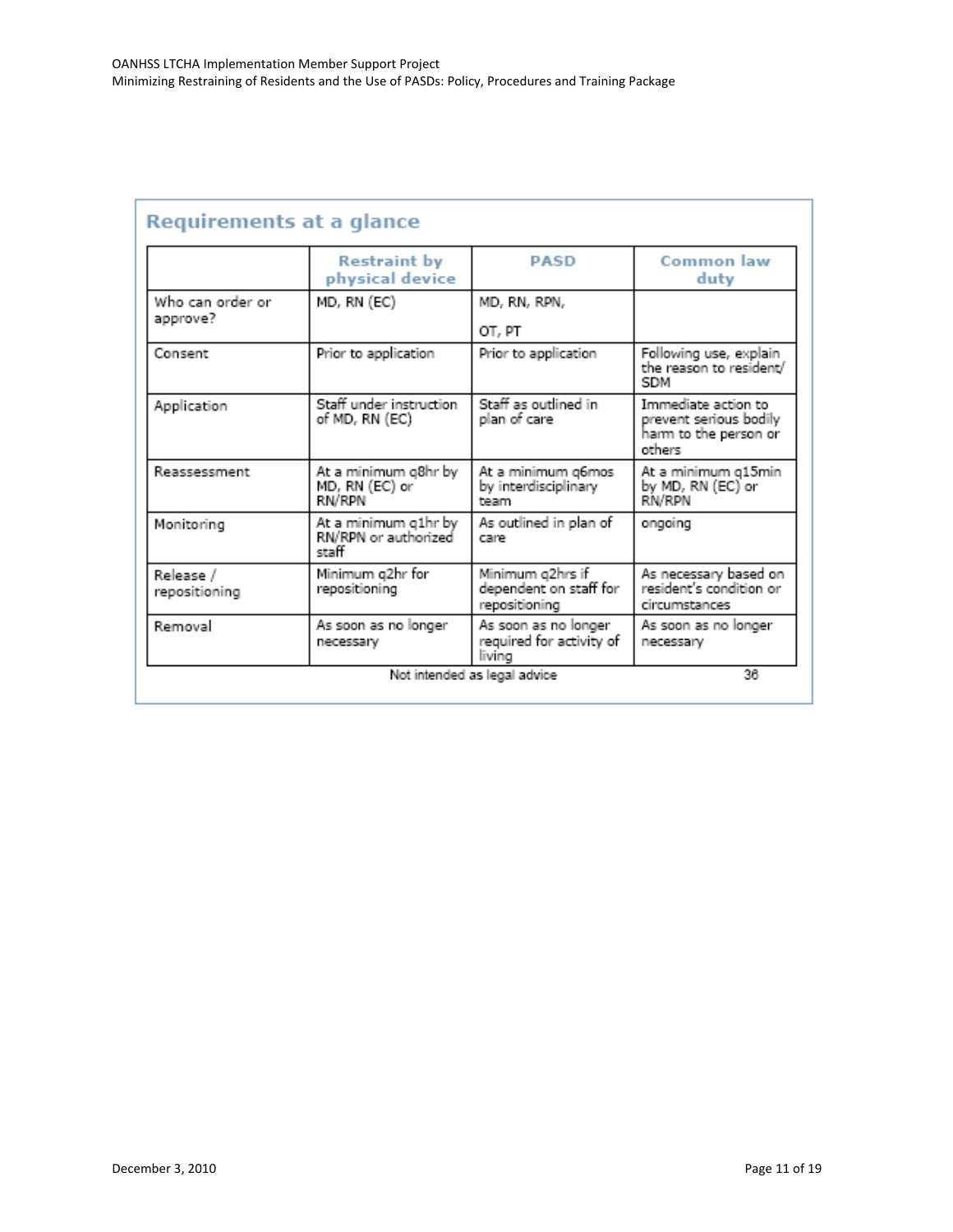## Requirements at a glance

| | Restraint by physical device | PASD | Common law duty |
|---|---|---|---|
| Who can order or approve? | MD, RN (EC) | MD, RN, RPN, OT, PT | |
| Consent | Prior to application | Prior to application | Following use, explain the reason to resident/ SDM |
| Application | Staff under instruction of MD, RN (EC) | Staff as outlined in plan of care | Immediate action to prevent serious bodily harm to the person or others |
| Reassessment | At a minimum q8hr by MD, RN (EC) or RN/RPN | At a minimum q6mos by interdisciplinary team | At a minimum q15min by MD, RN (EC) or RN/RPN |
| Monitoring | At a minimum q1hr by RN/RPN or authorized staff | As outlined in plan of care | ongoing |
| Release / repositioning | Minimum q2hr for repositioning | Minimum q2hrs if dependent on staff for repositioning | As necessary based on resident's condition or circumstances |
| Removal | As soon as no longer necessary | As soon as no longer required for activity of living | As soon as no longer necessary |

Not intended as legal advice

36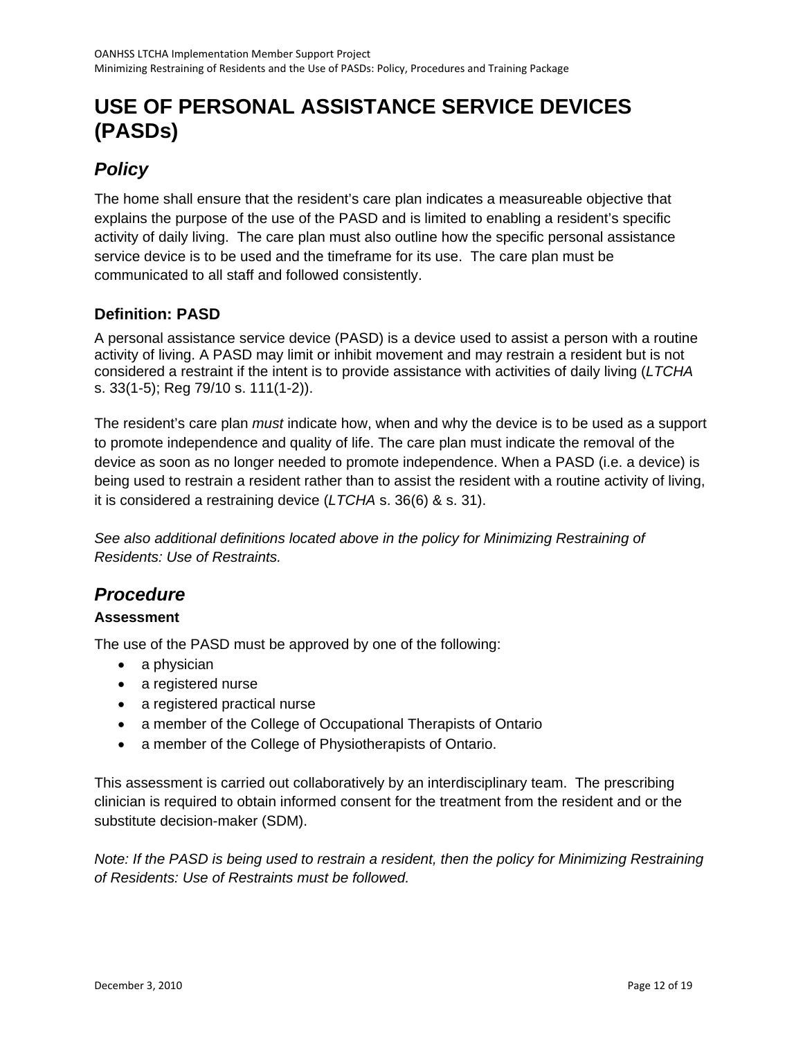# USE OF PERSONAL ASSISTANCE SERVICE DEVICES (PASDs)

## *Policy*

The home shall ensure that the resident's care plan indicates a measureable objective that explains the purpose of the use of the PASD and is limited to enabling a resident's specific activity of daily living. The care plan must also outline how the specific personal assistance service device is to be used and the timeframe for its use. The care plan must be communicated to all staff and followed consistently.

### Definition: PASD

A personal assistance service device (PASD) is a device used to assist a person with a routine activity of living. A PASD may limit or inhibit movement and may restrain a resident but is not considered a restraint if the intent is to provide assistance with activities of daily living (*LTCHA* s. 33(1-5); Reg 79/10 s. 111(1-2)).

The resident's care plan *must* indicate how, when and why the device is to be used as a support to promote independence and quality of life. The care plan must indicate the removal of the device as soon as no longer needed to promote independence. When a PASD (i.e. a device) is being used to restrain a resident rather than to assist the resident with a routine activity of living, it is considered a restraining device (*LTCHA* s. 36(6) & s. 31).

*See also additional definitions located above in the policy for Minimizing Restraining of Residents: Use of Restraints.*

## *Procedure*

### Assessment

The use of the PASD must be approved by one of the following:

- a physician
- a registered nurse
- a registered practical nurse
- a member of the College of Occupational Therapists of Ontario
- a member of the College of Physiotherapists of Ontario.

This assessment is carried out collaboratively by an interdisciplinary team. The prescribing clinician is required to obtain informed consent for the treatment from the resident and or the substitute decision-maker (SDM).

*Note: If the PASD is being used to restrain a resident, then the policy for Minimizing Restraining of Residents: Use of Restraints must be followed.*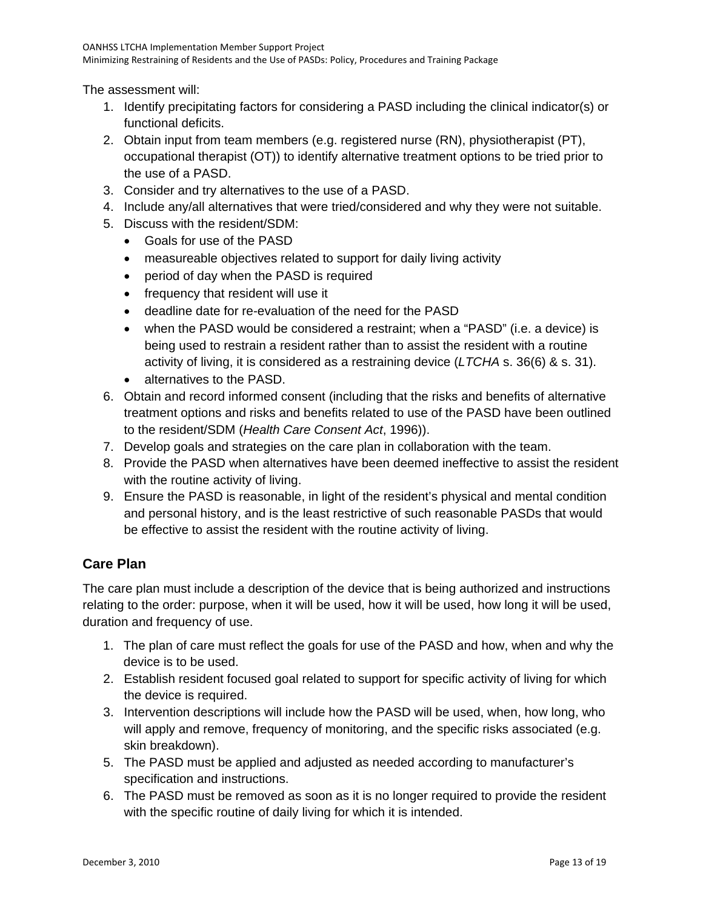The assessment will:

1. Identify precipitating factors for considering a PASD including the clinical indicator(s) or functional deficits.
2. Obtain input from team members (e.g. registered nurse (RN), physiotherapist (PT), occupational therapist (OT)) to identify alternative treatment options to be tried prior to the use of a PASD.
3. Consider and try alternatives to the use of a PASD.
4. Include any/all alternatives that were tried/considered and why they were not suitable.
5. Discuss with the resident/SDM:
   - Goals for use of the PASD
   - measureable objectives related to support for daily living activity
   - period of day when the PASD is required
   - frequency that resident will use it
   - deadline date for re-evaluation of the need for the PASD
   - when the PASD would be considered a restraint; when a "PASD" (i.e. a device) is being used to restrain a resident rather than to assist the resident with a routine activity of living, it is considered as a restraining device (*LTCHA* s. 36(6) & s. 31).
   - alternatives to the PASD.
6. Obtain and record informed consent (including that the risks and benefits of alternative treatment options and risks and benefits related to use of the PASD have been outlined to the resident/SDM (*Health Care Consent Act*, 1996)).
7. Develop goals and strategies on the care plan in collaboration with the team.
8. Provide the PASD when alternatives have been deemed ineffective to assist the resident with the routine activity of living.
9. Ensure the PASD is reasonable, in light of the resident's physical and mental condition and personal history, and is the least restrictive of such reasonable PASDs that would be effective to assist the resident with the routine activity of living.

## Care Plan

The care plan must include a description of the device that is being authorized and instructions relating to the order: purpose, when it will be used, how it will be used, how long it will be used, duration and frequency of use.

1. The plan of care must reflect the goals for use of the PASD and how, when and why the device is to be used.
2. Establish resident focused goal related to support for specific activity of living for which the device is required.
3. Intervention descriptions will include how the PASD will be used, when, how long, who will apply and remove, frequency of monitoring, and the specific risks associated (e.g. skin breakdown).

5. The PASD must be applied and adjusted as needed according to manufacturer's specification and instructions.
6. The PASD must be removed as soon as it is no longer required to provide the resident with the specific routine of daily living for which it is intended.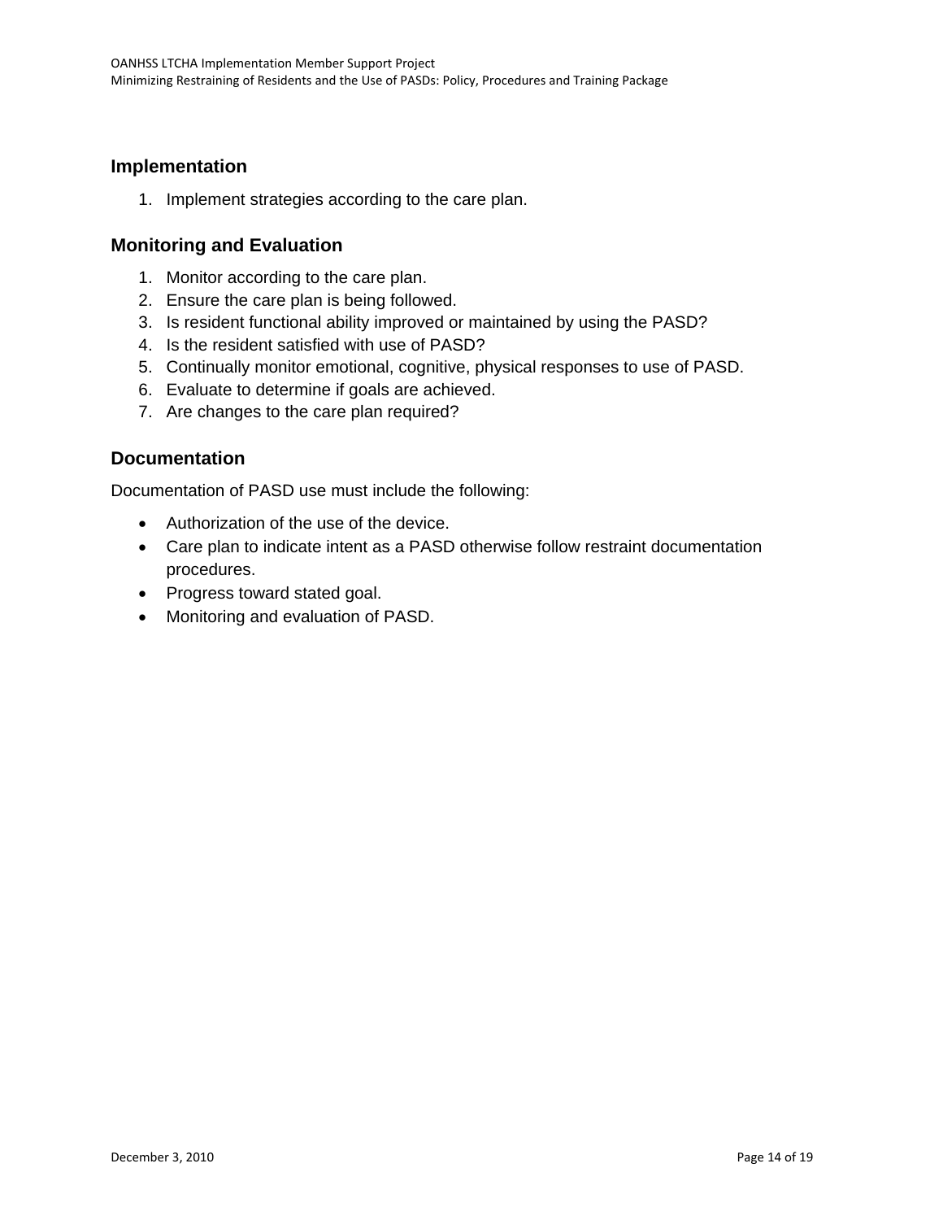## Implementation

1. Implement strategies according to the care plan.

## Monitoring and Evaluation

1. Monitor according to the care plan.
2. Ensure the care plan is being followed.
3. Is resident functional ability improved or maintained by using the PASD?
4. Is the resident satisfied with use of PASD?
5. Continually monitor emotional, cognitive, physical responses to use of PASD.
6. Evaluate to determine if goals are achieved.
7. Are changes to the care plan required?

## Documentation

Documentation of PASD use must include the following:

- Authorization of the use of the device.
- Care plan to indicate intent as a PASD otherwise follow restraint documentation procedures.
- Progress toward stated goal.
- Monitoring and evaluation of PASD.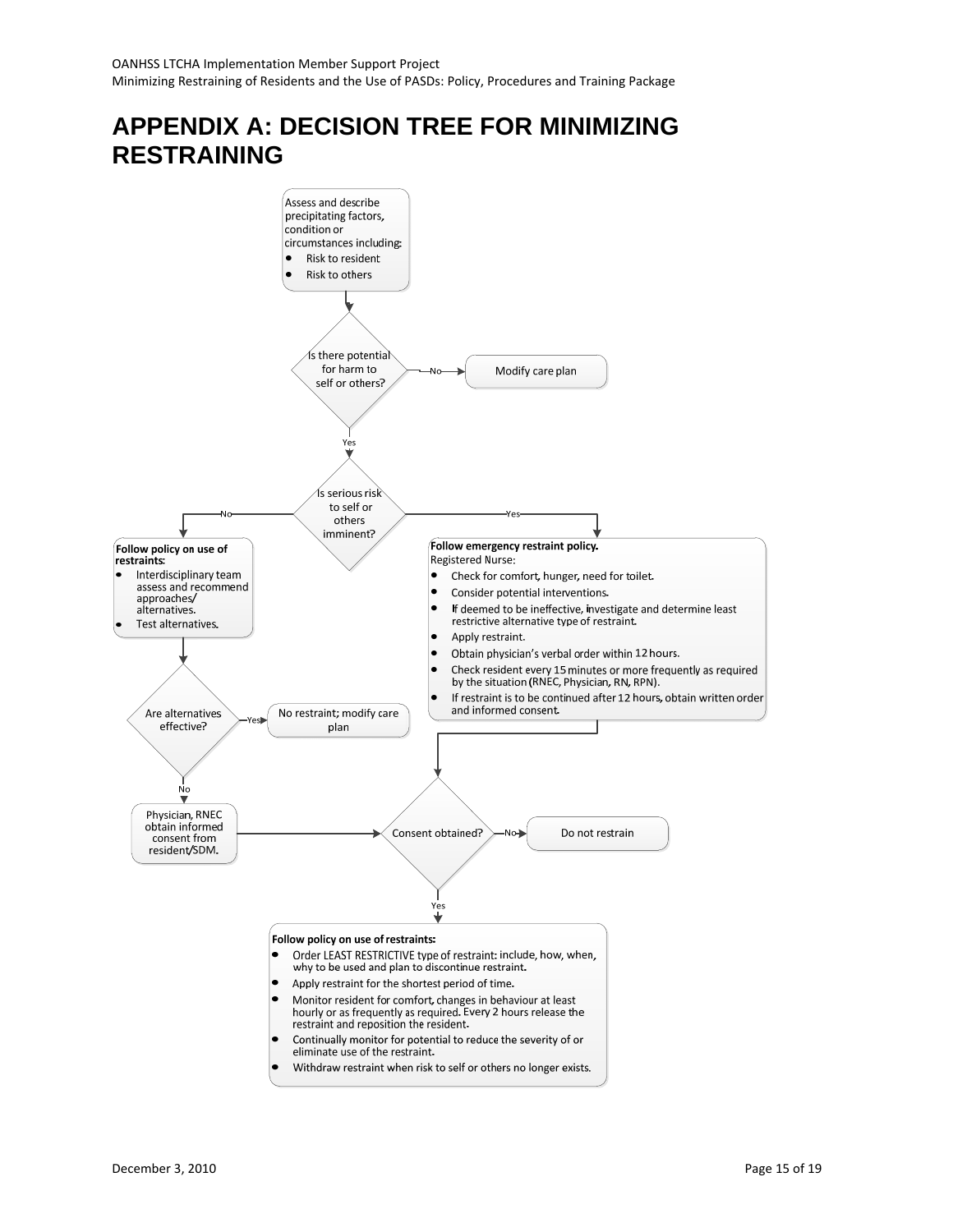# APPENDIX A: DECISION TREE FOR MINIMIZING RESTRAINING

Assess and describe precipitating factors, condition or circumstances including:

- Risk to resident
- Risk to others

Is there potential for harm to self or others?

No → Modify care plan

Yes ↓

Is serious risk to self or others imminent?

No →

**Follow policy on use of restraints:**

- Interdisciplinary team assess and recommend approaches/ alternatives.
- Test alternatives.

Are alternatives effective?

Yes → No restraint; modify care plan

No → Physician, RNEC obtain informed consent from resident/SDM.

Yes →

**Follow emergency restraint policy.**

Registered Nurse:

- Check for comfort, hunger, need for toilet.
- Consider potential interventions.
- If deemed to be ineffective, investigate and determine least restrictive alternative type of restraint.
- Apply restraint.
- Obtain physician's verbal order within 12 hours.
- Check resident every 15 minutes or more frequently as required by the situation (RNEC, Physician, RN, RPN).
- If restraint is to be continued after 12 hours, obtain written order and informed consent.

Consent obtained?

No → Do not restrain

Yes ↓

**Follow policy on use of restraints:**

- Order LEAST RESTRICTIVE type of restraint: include, how, when, why to be used and plan to discontinue restraint.
- Apply restraint for the shortest period of time.
- Monitor resident for comfort, changes in behaviour at least hourly or as frequently as required. Every 2 hours release the restraint and reposition the resident.
- Continually monitor for potential to reduce the severity of or eliminate use of the restraint.
- Withdraw restraint when risk to self or others no longer exists.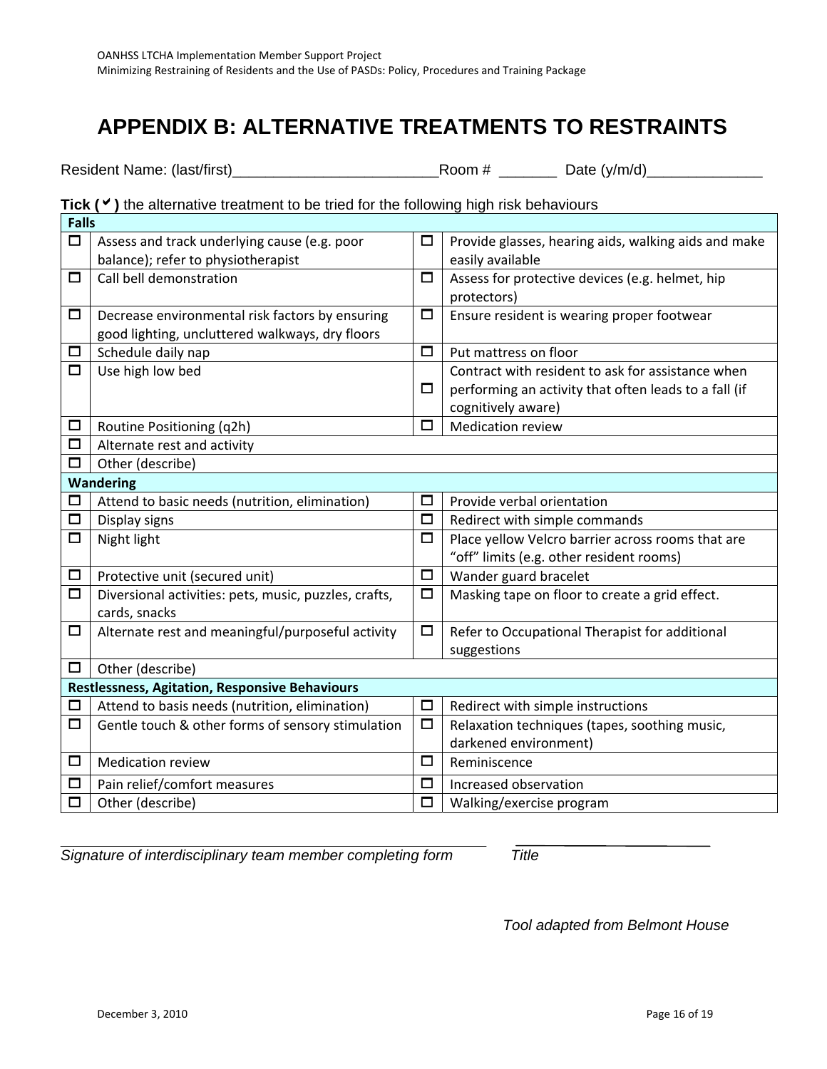# APPENDIX B: ALTERNATIVE TREATMENTS TO RESTRAINTS

Resident Name: (last/first)________________________Room # _______ Date (y/m/d)_____________

**Tick ( ✓ )** the alternative treatment to be tried for the following high risk behaviours

| | **Falls** | | |
|---|---|---|---|
| ☐ | Assess and track underlying cause (e.g. poor balance); refer to physiotherapist | ☐ | Provide glasses, hearing aids, walking aids and make easily available |
| ☐ | Call bell demonstration | ☐ | Assess for protective devices (e.g. helmet, hip protectors) |
| ☐ | Decrease environmental risk factors by ensuring good lighting, uncluttered walkways, dry floors | ☐ | Ensure resident is wearing proper footwear |
| ☐ | Schedule daily nap | ☐ | Put mattress on floor |
| ☐ | Use high low bed | ☐ | Contract with resident to ask for assistance when performing an activity that often leads to a fall (if cognitively aware) |
| ☐ | Routine Positioning (q2h) | ☐ | Medication review |
| ☐ | Alternate rest and activity | | |
| ☐ | Other (describe) | | |
| | **Wandering** | | |
| ☐ | Attend to basic needs (nutrition, elimination) | ☐ | Provide verbal orientation |
| ☐ | Display signs | ☐ | Redirect with simple commands |
| ☐ | Night light | ☐ | Place yellow Velcro barrier across rooms that are “off” limits (e.g. other resident rooms) |
| ☐ | Protective unit (secured unit) | ☐ | Wander guard bracelet |
| ☐ | Diversional activities: pets, music, puzzles, crafts, cards, snacks | ☐ | Masking tape on floor to create a grid effect. |
| ☐ | Alternate rest and meaningful/purposeful activity | ☐ | Refer to Occupational Therapist for additional suggestions |
| ☐ | Other (describe) | | |
| | **Restlessness, Agitation, Responsive Behaviours** | | |
| ☐ | Attend to basis needs (nutrition, elimination) | ☐ | Redirect with simple instructions |
| ☐ | Gentle touch & other forms of sensory stimulation | ☐ | Relaxation techniques (tapes, soothing music, darkened environment) |
| ☐ | Medication review | ☐ | Reminiscence |
| ☐ | Pain relief/comfort measures | ☐ | Increased observation |
| ☐ | Other (describe) | ☐ | Walking/exercise program |

_____________________________________________ _____________________

*Signature of interdisciplinary team member completing form* *Title*

*Tool adapted from Belmont House*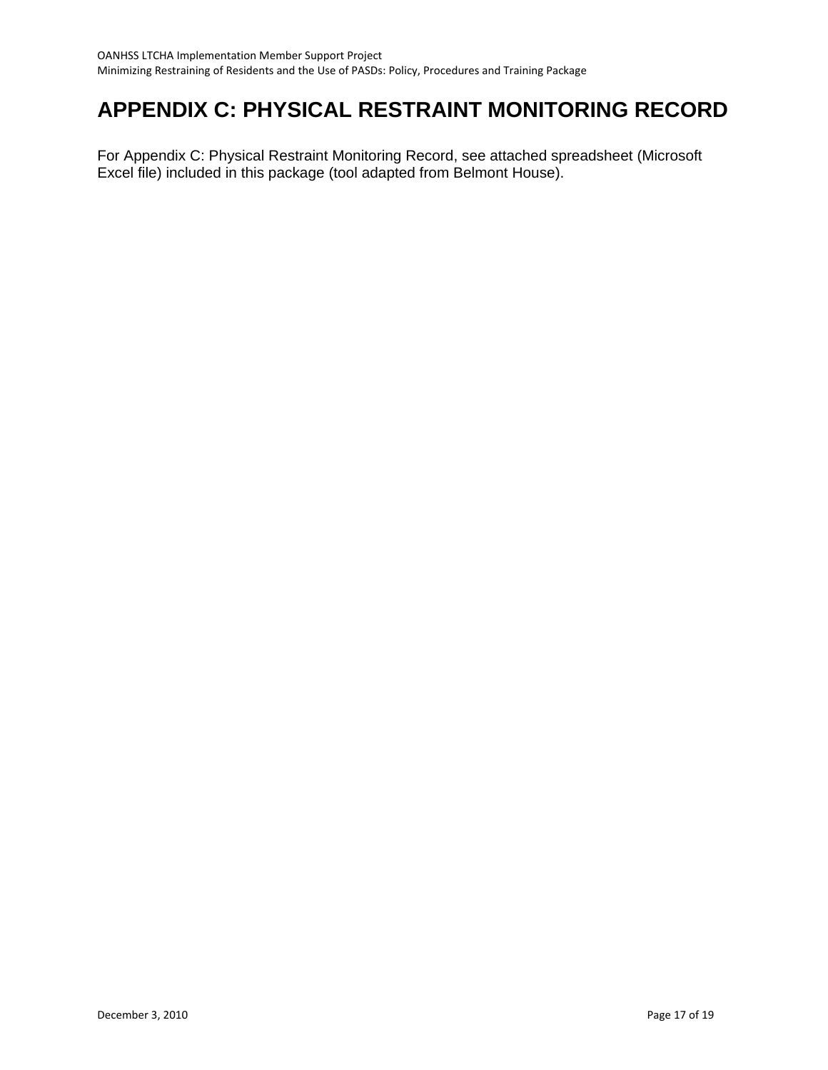# APPENDIX C: PHYSICAL RESTRAINT MONITORING RECORD

For Appendix C: Physical Restraint Monitoring Record, see attached spreadsheet (Microsoft Excel file) included in this package (tool adapted from Belmont House).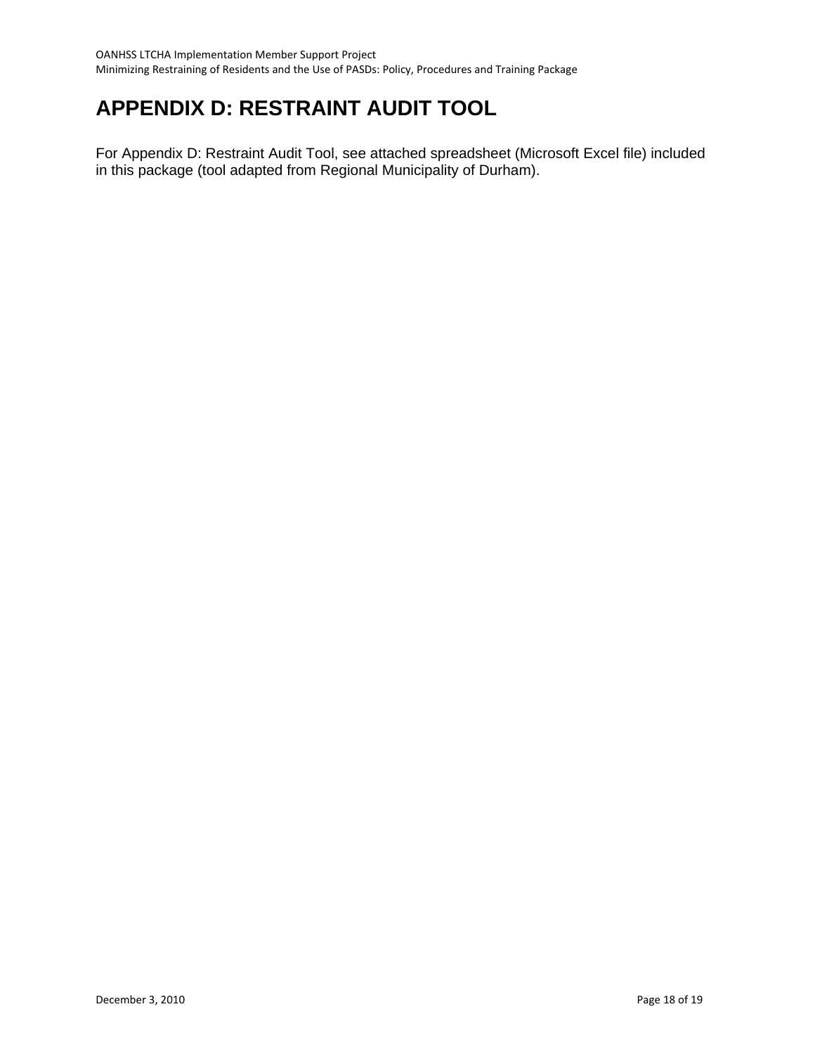# APPENDIX D: RESTRAINT AUDIT TOOL

For Appendix D: Restraint Audit Tool, see attached spreadsheet (Microsoft Excel file) included in this package (tool adapted from Regional Municipality of Durham).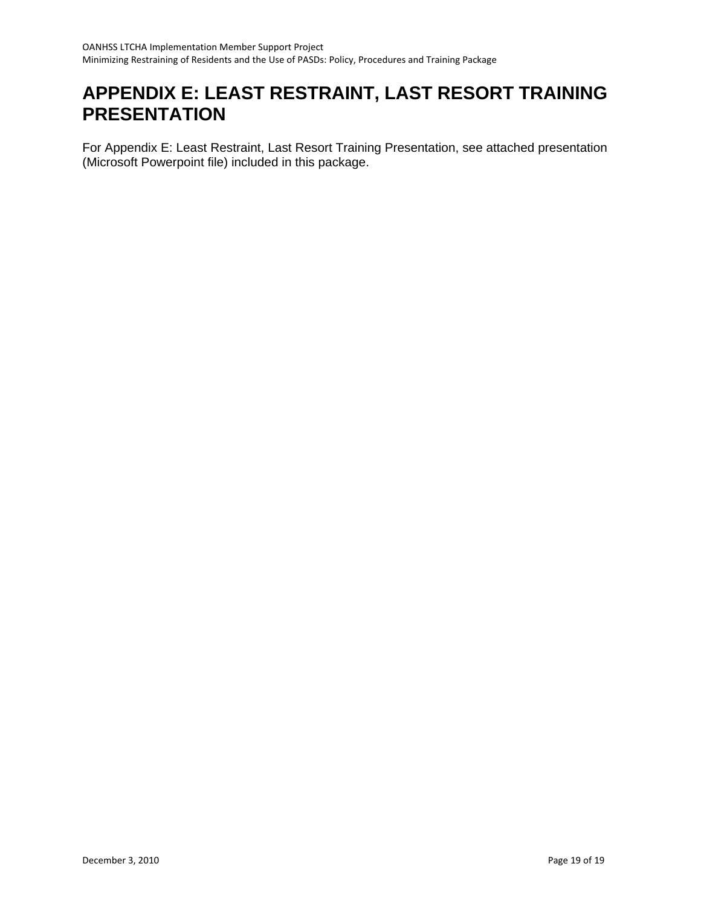# APPENDIX E: LEAST RESTRAINT, LAST RESORT TRAINING PRESENTATION

For Appendix E: Least Restraint, Last Resort Training Presentation, see attached presentation (Microsoft Powerpoint file) included in this package.